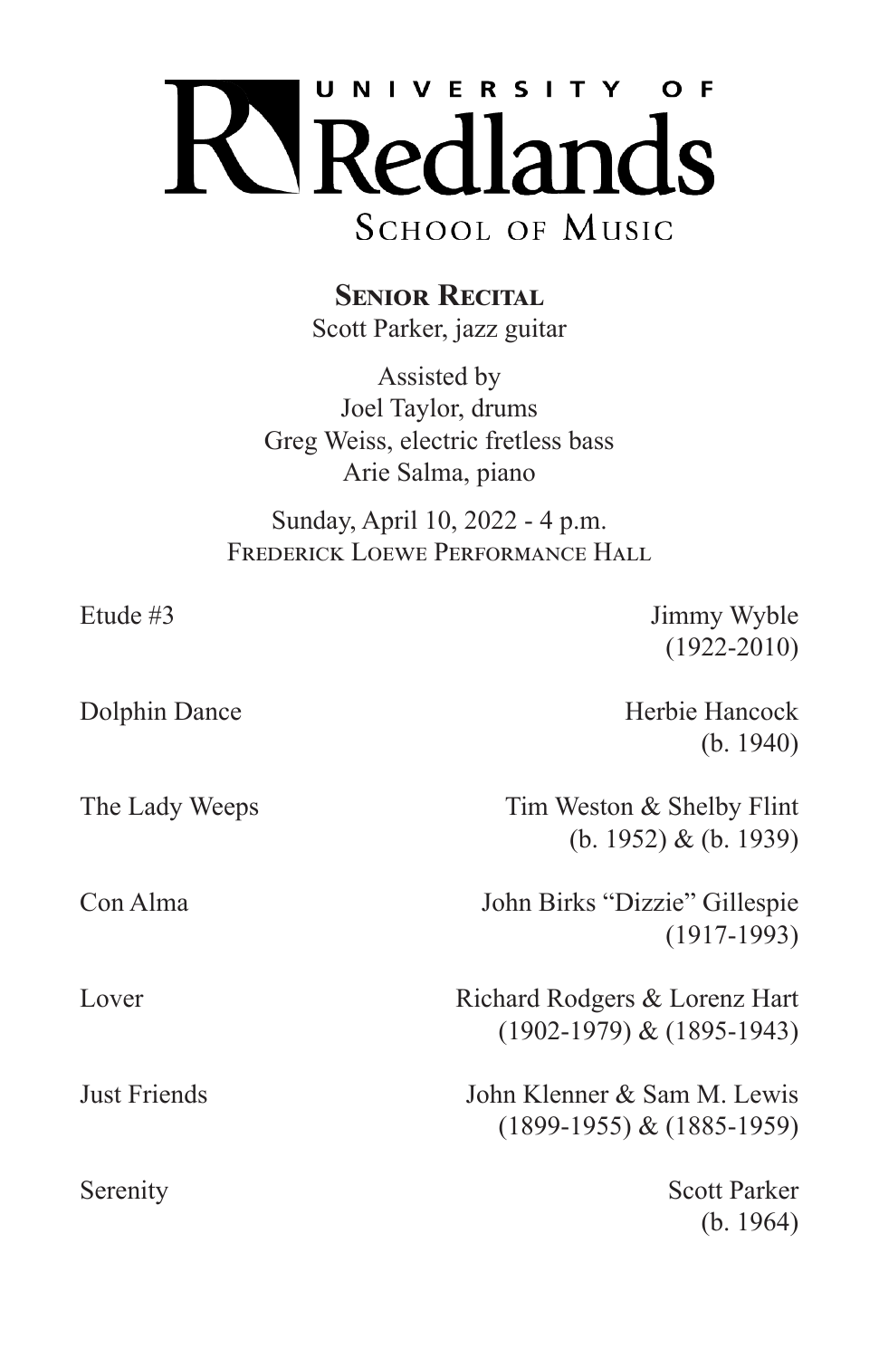# University of Redlands
## School of Music

**Senior Recital**

Scott Parker, jazz guitar

Assisted by
Joel Taylor, drums
Greg Weiss, electric fretless bass
Arie Salma, piano

Sunday, April 10, 2022 - 4 p.m.
Frederick Loewe Performance Hall

| | |
|---|---|
| Etude #3 | Jimmy Wyble<br>(1922-2010) |
| Dolphin Dance | Herbie Hancock<br>(b. 1940) |
| The Lady Weeps | Tim Weston & Shelby Flint<br>(b. 1952) & (b. 1939) |
| Con Alma | John Birks "Dizzie" Gillespie<br>(1917-1993) |
| Lover | Richard Rodgers & Lorenz Hart<br>(1902-1979) & (1895-1943) |
| Just Friends | John Klenner & Sam M. Lewis<br>(1899-1955) & (1885-1959) |
| Serenity | Scott Parker<br>(b. 1964) |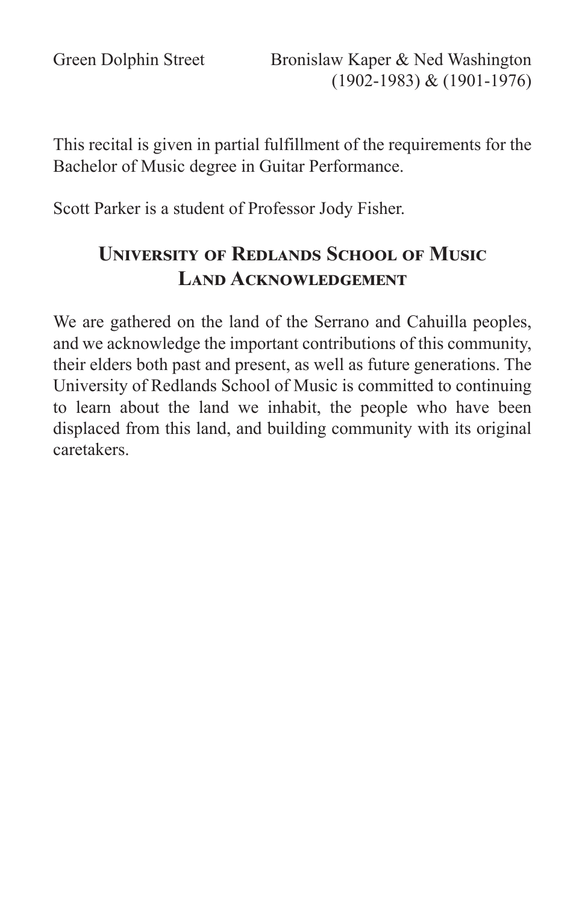Green Dolphin Street — Bronislaw Kaper & Ned Washington
(1902-1983) & (1901-1976)

This recital is given in partial fulfillment of the requirements for the Bachelor of Music degree in Guitar Performance.

Scott Parker is a student of Professor Jody Fisher.

## University of Redlands School of Music Land Acknowledgement

We are gathered on the land of the Serrano and Cahuilla peoples, and we acknowledge the important contributions of this community, their elders both past and present, as well as future generations. The University of Redlands School of Music is committed to continuing to learn about the land we inhabit, the people who have been displaced from this land, and building community with its original caretakers.